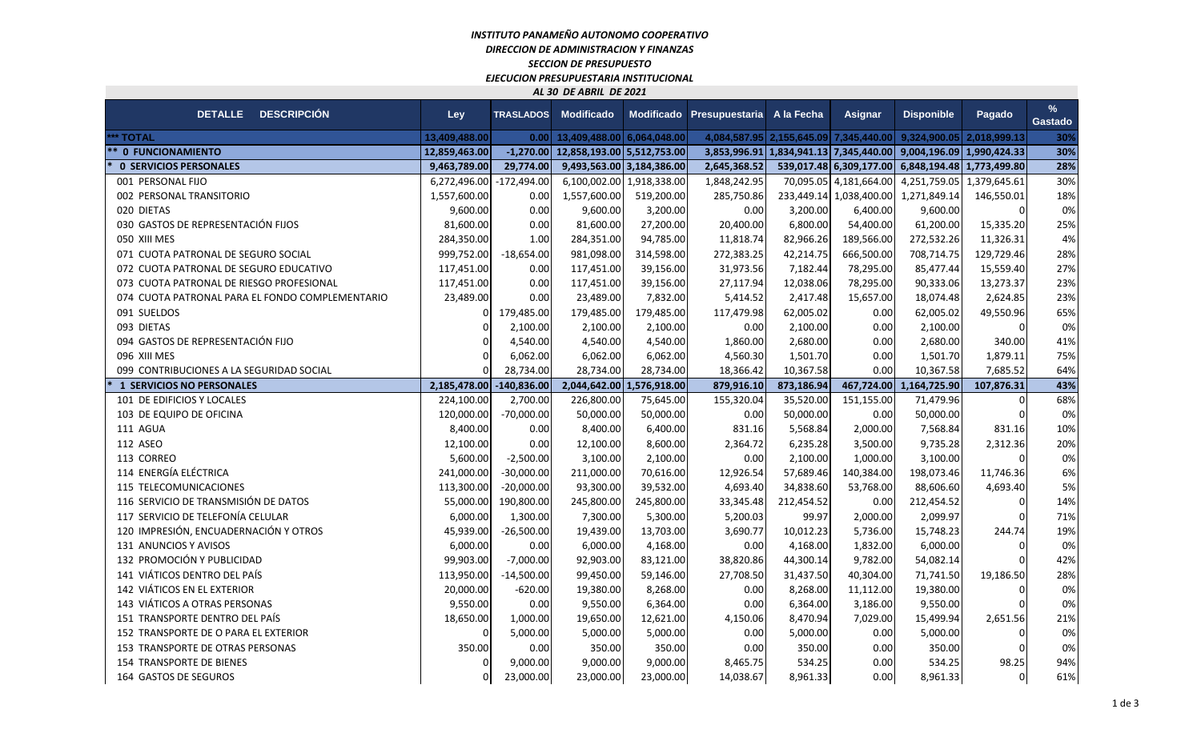*INSTITUTO PANAMEÑO AUTONOMO COOPERATIVO*

*DIRECCION DE ADMINISTRACION Y FINANZAS*

*SECCION DE PRESUPUESTO*

*EJECUCION PRESUPUESTARIA INSTITUCIONAL*

*AL 30 DE ABRIL DE 2021*

| DETALLE DESCRIPCIÓN | Ley | TRASLADOS | Modificado | Modificado | Presupuestaria | A la Fecha | Asignar | Disponible | Pagado | % Gastado |
|---|---|---|---|---|---|---|---|---|---|---|
| *** TOTAL | 13,409,488.00 | 0.00 | 13,409,488.00 | 6,064,048.00 | 4,084,587.95 | 2,155,645.09 | 7,345,440.00 | 9,324,900.05 | 2,018,999.13 | 30% |
| ** 0 FUNCIONAMIENTO | 12,859,463.00 | -1,270.00 | 12,858,193.00 | 5,512,753.00 | 3,853,996.91 | 1,834,941.13 | 7,345,440.00 | 9,004,196.09 | 1,990,424.33 | 30% |
| * 0 SERVICIOS PERSONALES | 9,463,789.00 | 29,774.00 | 9,493,563.00 | 3,184,386.00 | 2,645,368.52 | 539,017.48 | 6,309,177.00 | 6,848,194.48 | 1,773,499.80 | 28% |
| 001 PERSONAL FIJO | 6,272,496.00 | -172,494.00 | 6,100,002.00 | 1,918,338.00 | 1,848,242.95 | 70,095.05 | 4,181,664.00 | 4,251,759.05 | 1,379,645.61 | 30% |
| 002 PERSONAL TRANSITORIO | 1,557,600.00 | 0.00 | 1,557,600.00 | 519,200.00 | 285,750.86 | 233,449.14 | 1,038,400.00 | 1,271,849.14 | 146,550.01 | 18% |
| 020 DIETAS | 9,600.00 | 0.00 | 9,600.00 | 3,200.00 | 0.00 | 3,200.00 | 6,400.00 | 9,600.00 | 0 | 0% |
| 030 GASTOS DE REPRESENTACIÓN FIJOS | 81,600.00 | 0.00 | 81,600.00 | 27,200.00 | 20,400.00 | 6,800.00 | 54,400.00 | 61,200.00 | 15,335.20 | 25% |
| 050 XIII MES | 284,350.00 | 1.00 | 284,351.00 | 94,785.00 | 11,818.74 | 82,966.26 | 189,566.00 | 272,532.26 | 11,326.31 | 4% |
| 071 CUOTA PATRONAL DE SEGURO SOCIAL | 999,752.00 | -18,654.00 | 981,098.00 | 314,598.00 | 272,383.25 | 42,214.75 | 666,500.00 | 708,714.75 | 129,729.46 | 28% |
| 072 CUOTA PATRONAL DE SEGURO EDUCATIVO | 117,451.00 | 0.00 | 117,451.00 | 39,156.00 | 31,973.56 | 7,182.44 | 78,295.00 | 85,477.44 | 15,559.40 | 27% |
| 073 CUOTA PATRONAL DE RIESGO PROFESIONAL | 117,451.00 | 0.00 | 117,451.00 | 39,156.00 | 27,117.94 | 12,038.06 | 78,295.00 | 90,333.06 | 13,273.37 | 23% |
| 074 CUOTA PATRONAL PARA EL FONDO COMPLEMENTARIO | 23,489.00 | 0.00 | 23,489.00 | 7,832.00 | 5,414.52 | 2,417.48 | 15,657.00 | 18,074.48 | 2,624.85 | 23% |
| 091 SUELDOS | 0 | 179,485.00 | 179,485.00 | 179,485.00 | 117,479.98 | 62,005.02 | 0.00 | 62,005.02 | 49,550.96 | 65% |
| 093 DIETAS | 0 | 2,100.00 | 2,100.00 | 2,100.00 | 0.00 | 2,100.00 | 0.00 | 2,100.00 | 0 | 0% |
| 094 GASTOS DE REPRESENTACIÓN FIJO | 0 | 4,540.00 | 4,540.00 | 4,540.00 | 1,860.00 | 2,680.00 | 0.00 | 2,680.00 | 340.00 | 41% |
| 096 XIII MES | 0 | 6,062.00 | 6,062.00 | 6,062.00 | 4,560.30 | 1,501.70 | 0.00 | 1,501.70 | 1,879.11 | 75% |
| 099 CONTRIBUCIONES A LA SEGURIDAD SOCIAL | 0 | 28,734.00 | 28,734.00 | 28,734.00 | 18,366.42 | 10,367.58 | 0.00 | 10,367.58 | 7,685.52 | 64% |
| * 1 SERVICIOS NO PERSONALES | 2,185,478.00 | -140,836.00 | 2,044,642.00 | 1,576,918.00 | 879,916.10 | 873,186.94 | 467,724.00 | 1,164,725.90 | 107,876.31 | 43% |
| 101 DE EDIFICIOS Y LOCALES | 224,100.00 | 2,700.00 | 226,800.00 | 75,645.00 | 155,320.04 | 35,520.00 | 151,155.00 | 71,479.96 | 0 | 68% |
| 103 DE EQUIPO DE OFICINA | 120,000.00 | -70,000.00 | 50,000.00 | 50,000.00 | 0.00 | 50,000.00 | 0.00 | 50,000.00 | 0 | 0% |
| 111 AGUA | 8,400.00 | 0.00 | 8,400.00 | 6,400.00 | 831.16 | 5,568.84 | 2,000.00 | 7,568.84 | 831.16 | 10% |
| 112 ASEO | 12,100.00 | 0.00 | 12,100.00 | 8,600.00 | 2,364.72 | 6,235.28 | 3,500.00 | 9,735.28 | 2,312.36 | 20% |
| 113 CORREO | 5,600.00 | -2,500.00 | 3,100.00 | 2,100.00 | 0.00 | 2,100.00 | 1,000.00 | 3,100.00 | 0 | 0% |
| 114 ENERGÍA ELÉCTRICA | 241,000.00 | -30,000.00 | 211,000.00 | 70,616.00 | 12,926.54 | 57,689.46 | 140,384.00 | 198,073.46 | 11,746.36 | 6% |
| 115 TELECOMUNICACIONES | 113,300.00 | -20,000.00 | 93,300.00 | 39,532.00 | 4,693.40 | 34,838.60 | 53,768.00 | 88,606.60 | 4,693.40 | 5% |
| 116 SERVICIO DE TRANSMISIÓN DE DATOS | 55,000.00 | 190,800.00 | 245,800.00 | 245,800.00 | 33,345.48 | 212,454.52 | 0.00 | 212,454.52 | 0 | 14% |
| 117 SERVICIO DE TELEFONÍA CELULAR | 6,000.00 | 1,300.00 | 7,300.00 | 5,300.00 | 5,200.03 | 99.97 | 2,000.00 | 2,099.97 | 0 | 71% |
| 120 IMPRESIÓN, ENCUADERNACIÓN Y OTROS | 45,939.00 | -26,500.00 | 19,439.00 | 13,703.00 | 3,690.77 | 10,012.23 | 5,736.00 | 15,748.23 | 244.74 | 19% |
| 131 ANUNCIOS Y AVISOS | 6,000.00 | 0.00 | 6,000.00 | 4,168.00 | 0.00 | 4,168.00 | 1,832.00 | 6,000.00 | 0 | 0% |
| 132 PROMOCIÓN Y PUBLICIDAD | 99,903.00 | -7,000.00 | 92,903.00 | 83,121.00 | 38,820.86 | 44,300.14 | 9,782.00 | 54,082.14 | 0 | 42% |
| 141 VIÁTICOS DENTRO DEL PAÍS | 113,950.00 | -14,500.00 | 99,450.00 | 59,146.00 | 27,708.50 | 31,437.50 | 40,304.00 | 71,741.50 | 19,186.50 | 28% |
| 142 VIÁTICOS EN EL EXTERIOR | 20,000.00 | -620.00 | 19,380.00 | 8,268.00 | 0.00 | 8,268.00 | 11,112.00 | 19,380.00 | 0 | 0% |
| 143 VIÁTICOS A OTRAS PERSONAS | 9,550.00 | 0.00 | 9,550.00 | 6,364.00 | 0.00 | 6,364.00 | 3,186.00 | 9,550.00 | 0 | 0% |
| 151 TRANSPORTE DENTRO DEL PAÍS | 18,650.00 | 1,000.00 | 19,650.00 | 12,621.00 | 4,150.06 | 8,470.94 | 7,029.00 | 15,499.94 | 2,651.56 | 21% |
| 152 TRANSPORTE DE O PARA EL EXTERIOR | 0 | 5,000.00 | 5,000.00 | 5,000.00 | 0.00 | 5,000.00 | 0.00 | 5,000.00 | 0 | 0% |
| 153 TRANSPORTE DE OTRAS PERSONAS | 350.00 | 0.00 | 350.00 | 350.00 | 0.00 | 350.00 | 0.00 | 350.00 | 0 | 0% |
| 154 TRANSPORTE DE BIENES | 0 | 9,000.00 | 9,000.00 | 9,000.00 | 8,465.75 | 534.25 | 0.00 | 534.25 | 98.25 | 94% |
| 164 GASTOS DE SEGUROS | 0 | 23,000.00 | 23,000.00 | 23,000.00 | 14,038.67 | 8,961.33 | 0.00 | 8,961.33 | 0 | 61% |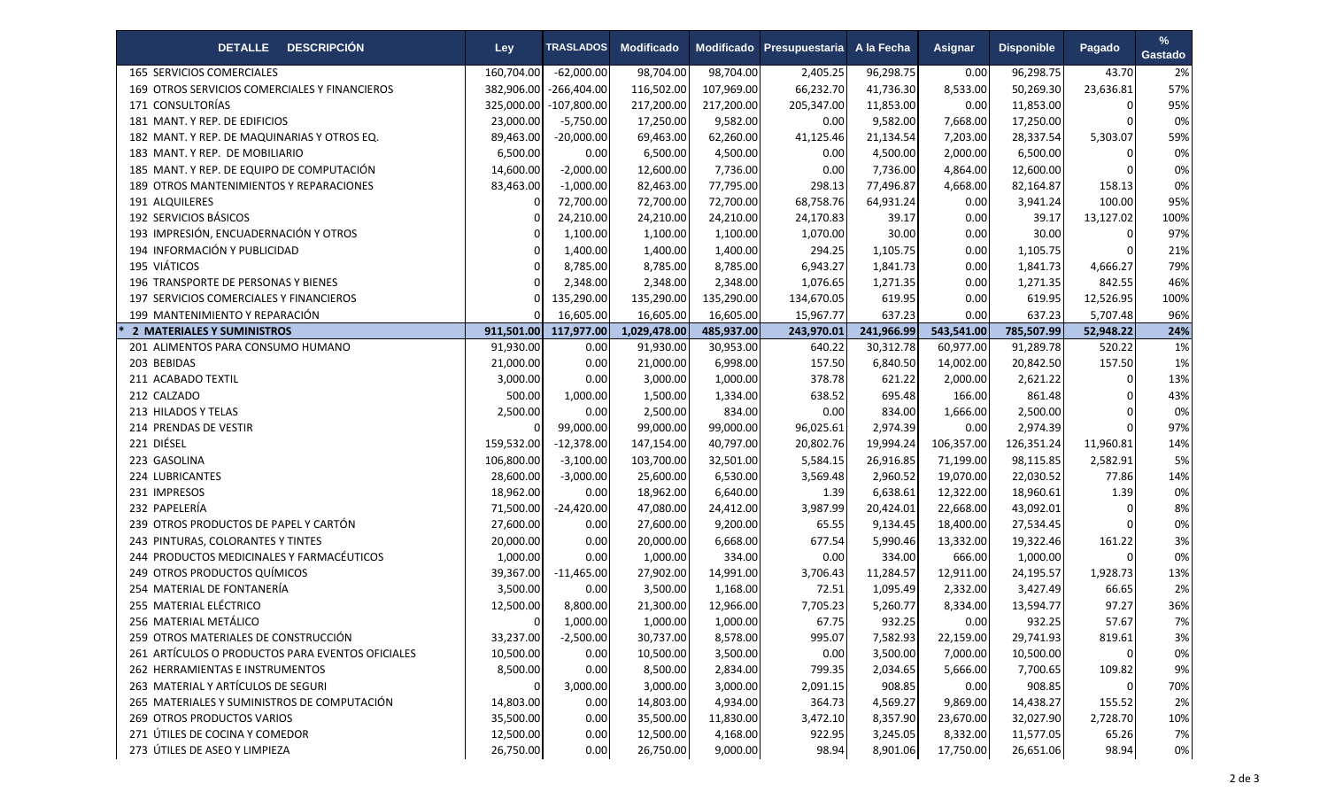| DETALLE DESCRIPCIÓN | Ley | TRASLADOS | Modificado | Modificado | Presupuestaria | A la Fecha | Asignar | Disponible | Pagado | % Gastado |
|---|---|---|---|---|---|---|---|---|---|---|
| 165 SERVICIOS COMERCIALES | 160,704.00 | -62,000.00 | 98,704.00 | 98,704.00 | 2,405.25 | 96,298.75 | 0.00 | 96,298.75 | 43.70 | 2% |
| 169 OTROS SERVICIOS COMERCIALES Y FINANCIEROS | 382,906.00 | -266,404.00 | 116,502.00 | 107,969.00 | 66,232.70 | 41,736.30 | 8,533.00 | 50,269.30 | 23,636.81 | 57% |
| 171 CONSULTORÍAS | 325,000.00 | -107,800.00 | 217,200.00 | 217,200.00 | 205,347.00 | 11,853.00 | 0.00 | 11,853.00 | 0 | 95% |
| 181 MANT. Y REP. DE EDIFICIOS | 23,000.00 | -5,750.00 | 17,250.00 | 9,582.00 | 0.00 | 9,582.00 | 7,668.00 | 17,250.00 | 0 | 0% |
| 182 MANT. Y REP. DE MAQUINARIAS Y OTROS EQ. | 89,463.00 | -20,000.00 | 69,463.00 | 62,260.00 | 41,125.46 | 21,134.54 | 7,203.00 | 28,337.54 | 5,303.07 | 59% |
| 183 MANT. Y REP. DE MOBILIARIO | 6,500.00 | 0.00 | 6,500.00 | 4,500.00 | 0.00 | 4,500.00 | 2,000.00 | 6,500.00 | 0 | 0% |
| 185 MANT. Y REP. DE EQUIPO DE COMPUTACIÓN | 14,600.00 | -2,000.00 | 12,600.00 | 7,736.00 | 0.00 | 7,736.00 | 4,864.00 | 12,600.00 | 0 | 0% |
| 189 OTROS MANTENIMIENTOS Y REPARACIONES | 83,463.00 | -1,000.00 | 82,463.00 | 77,795.00 | 298.13 | 77,496.87 | 4,668.00 | 82,164.87 | 158.13 | 0% |
| 191 ALQUILERES | 0 | 72,700.00 | 72,700.00 | 72,700.00 | 68,758.76 | 64,931.24 | 0.00 | 3,941.24 | 100.00 | 95% |
| 192 SERVICIOS BÁSICOS | 0 | 24,210.00 | 24,210.00 | 24,210.00 | 24,170.83 | 39.17 | 0.00 | 39.17 | 13,127.02 | 100% |
| 193 IMPRESIÓN, ENCUADERNACIÓN Y OTROS | 0 | 1,100.00 | 1,100.00 | 1,100.00 | 1,070.00 | 30.00 | 0.00 | 30.00 | 0 | 97% |
| 194 INFORMACIÓN Y PUBLICIDAD | 0 | 1,400.00 | 1,400.00 | 1,400.00 | 294.25 | 1,105.75 | 0.00 | 1,105.75 | 0 | 21% |
| 195 VIÁTICOS | 0 | 8,785.00 | 8,785.00 | 8,785.00 | 6,943.27 | 1,841.73 | 0.00 | 1,841.73 | 4,666.27 | 79% |
| 196 TRANSPORTE DE PERSONAS Y BIENES | 0 | 2,348.00 | 2,348.00 | 2,348.00 | 1,076.65 | 1,271.35 | 0.00 | 1,271.35 | 842.55 | 46% |
| 197 SERVICIOS COMERCIALES Y FINANCIEROS | 0 | 135,290.00 | 135,290.00 | 135,290.00 | 134,670.05 | 619.95 | 0.00 | 619.95 | 12,526.95 | 100% |
| 199 MANTENIMIENTO Y REPARACIÓN | 0 | 16,605.00 | 16,605.00 | 16,605.00 | 15,967.77 | 637.23 | 0.00 | 637.23 | 5,707.48 | 96% |
| **2 MATERIALES Y SUMINISTROS** | **911,501.00** | **117,977.00** | **1,029,478.00** | **485,937.00** | **243,970.01** | **241,966.99** | **543,541.00** | **785,507.99** | **52,948.22** | **24%** |
| 201 ALIMENTOS PARA CONSUMO HUMANO | 91,930.00 | 0.00 | 91,930.00 | 30,953.00 | 640.22 | 30,312.78 | 60,977.00 | 91,289.78 | 520.22 | 1% |
| 203 BEBIDAS | 21,000.00 | 0.00 | 21,000.00 | 6,998.00 | 157.50 | 6,840.50 | 14,002.00 | 20,842.50 | 157.50 | 1% |
| 211 ACABADO TEXTIL | 3,000.00 | 0.00 | 3,000.00 | 1,000.00 | 378.78 | 621.22 | 2,000.00 | 2,621.22 | 0 | 13% |
| 212 CALZADO | 500.00 | 1,000.00 | 1,500.00 | 1,334.00 | 638.52 | 695.48 | 166.00 | 861.48 | 0 | 43% |
| 213 HILADOS Y TELAS | 2,500.00 | 0.00 | 2,500.00 | 834.00 | 0.00 | 834.00 | 1,666.00 | 2,500.00 | 0 | 0% |
| 214 PRENDAS DE VESTIR | 0 | 99,000.00 | 99,000.00 | 99,000.00 | 96,025.61 | 2,974.39 | 0.00 | 2,974.39 | 0 | 97% |
| 221 DIÉSEL | 159,532.00 | -12,378.00 | 147,154.00 | 40,797.00 | 20,802.76 | 19,994.24 | 106,357.00 | 126,351.24 | 11,960.81 | 14% |
| 223 GASOLINA | 106,800.00 | -3,100.00 | 103,700.00 | 32,501.00 | 5,584.15 | 26,916.85 | 71,199.00 | 98,115.85 | 2,582.91 | 5% |
| 224 LUBRICANTES | 28,600.00 | -3,000.00 | 25,600.00 | 6,530.00 | 3,569.48 | 2,960.52 | 19,070.00 | 22,030.52 | 77.86 | 14% |
| 231 IMPRESOS | 18,962.00 | 0.00 | 18,962.00 | 6,640.00 | 1.39 | 6,638.61 | 12,322.00 | 18,960.61 | 1.39 | 0% |
| 232 PAPELERÍA | 71,500.00 | -24,420.00 | 47,080.00 | 24,412.00 | 3,987.99 | 20,424.01 | 22,668.00 | 43,092.01 | 0 | 8% |
| 239 OTROS PRODUCTOS DE PAPEL Y CARTÓN | 27,600.00 | 0.00 | 27,600.00 | 9,200.00 | 65.55 | 9,134.45 | 18,400.00 | 27,534.45 | 0 | 0% |
| 243 PINTURAS, COLORANTES Y TINTES | 20,000.00 | 0.00 | 20,000.00 | 6,668.00 | 677.54 | 5,990.46 | 13,332.00 | 19,322.46 | 161.22 | 3% |
| 244 PRODUCTOS MEDICINALES Y FARMACÉUTICOS | 1,000.00 | 0.00 | 1,000.00 | 334.00 | 0.00 | 334.00 | 666.00 | 1,000.00 | 0 | 0% |
| 249 OTROS PRODUCTOS QUÍMICOS | 39,367.00 | -11,465.00 | 27,902.00 | 14,991.00 | 3,706.43 | 11,284.57 | 12,911.00 | 24,195.57 | 1,928.73 | 13% |
| 254 MATERIAL DE FONTANERÍA | 3,500.00 | 0.00 | 3,500.00 | 1,168.00 | 72.51 | 1,095.49 | 2,332.00 | 3,427.49 | 66.65 | 2% |
| 255 MATERIAL ELÉCTRICO | 12,500.00 | 8,800.00 | 21,300.00 | 12,966.00 | 7,705.23 | 5,260.77 | 8,334.00 | 13,594.77 | 97.27 | 36% |
| 256 MATERIAL METÁLICO | 0 | 1,000.00 | 1,000.00 | 1,000.00 | 67.75 | 932.25 | 0.00 | 932.25 | 57.67 | 7% |
| 259 OTROS MATERIALES DE CONSTRUCCIÓN | 33,237.00 | -2,500.00 | 30,737.00 | 8,578.00 | 995.07 | 7,582.93 | 22,159.00 | 29,741.93 | 819.61 | 3% |
| 261 ARTÍCULOS O PRODUCTOS PARA EVENTOS OFICIALES | 10,500.00 | 0.00 | 10,500.00 | 3,500.00 | 0.00 | 3,500.00 | 7,000.00 | 10,500.00 | 0 | 0% |
| 262 HERRAMIENTAS E INSTRUMENTOS | 8,500.00 | 0.00 | 8,500.00 | 2,834.00 | 799.35 | 2,034.65 | 5,666.00 | 7,700.65 | 109.82 | 9% |
| 263 MATERIAL Y ARTÍCULOS DE SEGURI | 0 | 3,000.00 | 3,000.00 | 3,000.00 | 2,091.15 | 908.85 | 0.00 | 908.85 | 0 | 70% |
| 265 MATERIALES Y SUMINISTROS DE COMPUTACIÓN | 14,803.00 | 0.00 | 14,803.00 | 4,934.00 | 364.73 | 4,569.27 | 9,869.00 | 14,438.27 | 155.52 | 2% |
| 269 OTROS PRODUCTOS VARIOS | 35,500.00 | 0.00 | 35,500.00 | 11,830.00 | 3,472.10 | 8,357.90 | 23,670.00 | 32,027.90 | 2,728.70 | 10% |
| 271 ÚTILES DE COCINA Y COMEDOR | 12,500.00 | 0.00 | 12,500.00 | 4,168.00 | 922.95 | 3,245.05 | 8,332.00 | 11,577.05 | 65.26 | 7% |
| 273 ÚTILES DE ASEO Y LIMPIEZA | 26,750.00 | 0.00 | 26,750.00 | 9,000.00 | 98.94 | 8,901.06 | 17,750.00 | 26,651.06 | 98.94 | 0% |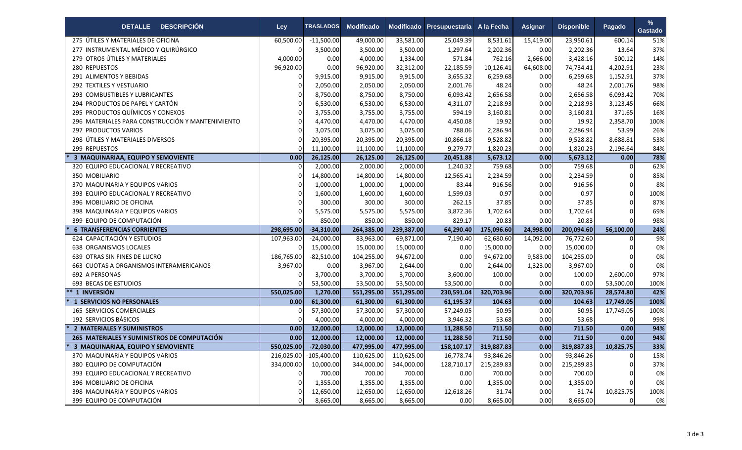| DETALLE DESCRIPCIÓN | Ley | TRASLADOS | Modificado | Modificado | Presupuestaria | A la Fecha | Asignar | Disponible | Pagado | % Gastado |
|---|---|---|---|---|---|---|---|---|---|---|
| 275 ÚTILES Y MATERIALES DE OFICINA | 60,500.00 | -11,500.00 | 49,000.00 | 33,581.00 | 25,049.39 | 8,531.61 | 15,419.00 | 23,950.61 | 600.14 | 51% |
| 277 INSTRUMENTAL MÉDICO Y QUIRÚRGICO | 0 | 3,500.00 | 3,500.00 | 3,500.00 | 1,297.64 | 2,202.36 | 0.00 | 2,202.36 | 13.64 | 37% |
| 279 OTROS ÚTILES Y MATERIALES | 4,000.00 | 0.00 | 4,000.00 | 1,334.00 | 571.84 | 762.16 | 2,666.00 | 3,428.16 | 500.12 | 14% |
| 280 REPUESTOS | 96,920.00 | 0.00 | 96,920.00 | 32,312.00 | 22,185.59 | 10,126.41 | 64,608.00 | 74,734.41 | 4,202.91 | 23% |
| 291 ALIMENTOS Y BEBIDAS | 0 | 9,915.00 | 9,915.00 | 9,915.00 | 3,655.32 | 6,259.68 | 0.00 | 6,259.68 | 1,152.91 | 37% |
| 292 TEXTILES Y VESTUARIO | 0 | 2,050.00 | 2,050.00 | 2,050.00 | 2,001.76 | 48.24 | 0.00 | 48.24 | 2,001.76 | 98% |
| 293 COMBUSTIBLES Y LUBRICANTES | 0 | 8,750.00 | 8,750.00 | 8,750.00 | 6,093.42 | 2,656.58 | 0.00 | 2,656.58 | 6,093.42 | 70% |
| 294 PRODUCTOS DE PAPEL Y CARTÓN | 0 | 6,530.00 | 6,530.00 | 6,530.00 | 4,311.07 | 2,218.93 | 0.00 | 2,218.93 | 3,123.45 | 66% |
| 295 PRODUCTOS QUÍMICOS Y CONEXOS | 0 | 3,755.00 | 3,755.00 | 3,755.00 | 594.19 | 3,160.81 | 0.00 | 3,160.81 | 371.65 | 16% |
| 296 MATERIALES PARA CONSTRUCCIÓN Y MANTENIMIENTO | 0 | 4,470.00 | 4,470.00 | 4,470.00 | 4,450.08 | 19.92 | 0.00 | 19.92 | 2,358.70 | 100% |
| 297 PRODUCTOS VARIOS | 0 | 3,075.00 | 3,075.00 | 3,075.00 | 788.06 | 2,286.94 | 0.00 | 2,286.94 | 53.99 | 26% |
| 298 ÚTILES Y MATERIALES DIVERSOS | 0 | 20,395.00 | 20,395.00 | 20,395.00 | 10,866.18 | 9,528.82 | 0.00 | 9,528.82 | 8,688.81 | 53% |
| 299 REPUESTOS | 0 | 11,100.00 | 11,100.00 | 11,100.00 | 9,279.77 | 1,820.23 | 0.00 | 1,820.23 | 2,196.64 | 84% |
| **\* 3 MAQUINARIAA, EQUIPO Y SEMOVIENTE** | **0.00** | **26,125.00** | **26,125.00** | **26,125.00** | **20,451.88** | **5,673.12** | **0.00** | **5,673.12** | **0.00** | **78%** |
| 320 EQUIPO EDUCACIONAL Y RECREATIVO | 0 | 2,000.00 | 2,000.00 | 2,000.00 | 1,240.32 | 759.68 | 0.00 | 759.68 | 0 | 62% |
| 350 MOBILIARIO | 0 | 14,800.00 | 14,800.00 | 14,800.00 | 12,565.41 | 2,234.59 | 0.00 | 2,234.59 | 0 | 85% |
| 370 MAQUINARIA Y EQUIPOS VARIOS | 0 | 1,000.00 | 1,000.00 | 1,000.00 | 83.44 | 916.56 | 0.00 | 916.56 | 0 | 8% |
| 393 EQUIPO EDUCACIONAL Y RECREATIVO | 0 | 1,600.00 | 1,600.00 | 1,600.00 | 1,599.03 | 0.97 | 0.00 | 0.97 | 0 | 100% |
| 396 MOBILIARIO DE OFICINA | 0 | 300.00 | 300.00 | 300.00 | 262.15 | 37.85 | 0.00 | 37.85 | 0 | 87% |
| 398 MAQUINARIA Y EQUIPOS VARIOS | 0 | 5,575.00 | 5,575.00 | 5,575.00 | 3,872.36 | 1,702.64 | 0.00 | 1,702.64 | 0 | 69% |
| 399 EQUIPO DE COMPUTACIÓN | 0 | 850.00 | 850.00 | 850.00 | 829.17 | 20.83 | 0.00 | 20.83 | 0 | 98% |
| **\* 6 TRANSFERENCIAS CORRIENTES** | **298,695.00** | **-34,310.00** | **264,385.00** | **239,387.00** | **64,290.40** | **175,096.60** | **24,998.00** | **200,094.60** | **56,100.00** | **24%** |
| 624 CAPACITACIÓN Y ESTUDIOS | 107,963.00 | -24,000.00 | 83,963.00 | 69,871.00 | 7,190.40 | 62,680.60 | 14,092.00 | 76,772.60 | 0 | 9% |
| 638 ORGANISMOS LOCALES | 0 | 15,000.00 | 15,000.00 | 15,000.00 | 0.00 | 15,000.00 | 0.00 | 15,000.00 | 0 | 0% |
| 639 OTRAS SIN FINES DE LUCRO | 186,765.00 | -82,510.00 | 104,255.00 | 94,672.00 | 0.00 | 94,672.00 | 9,583.00 | 104,255.00 | 0 | 0% |
| 663 CUOTAS A ORGANISMOS INTERAMERICANOS | 3,967.00 | 0.00 | 3,967.00 | 2,644.00 | 0.00 | 2,644.00 | 1,323.00 | 3,967.00 | 0 | 0% |
| 692 A PERSONAS | 0 | 3,700.00 | 3,700.00 | 3,700.00 | 3,600.00 | 100.00 | 0.00 | 100.00 | 2,600.00 | 97% |
| 693 BECAS DE ESTUDIOS | 0 | 53,500.00 | 53,500.00 | 53,500.00 | 53,500.00 | 0.00 | 0.00 | 0.00 | 53,500.00 | 100% |
| **\*\* 1 INVERSIÓN** | **550,025.00** | **1,270.00** | **551,295.00** | **551,295.00** | **230,591.04** | **320,703.96** | **0.00** | **320,703.96** | **28,574.80** | **42%** |
| **\* 1 SERVICIOS NO PERSONALES** | **0.00** | **61,300.00** | **61,300.00** | **61,300.00** | **61,195.37** | **104.63** | **0.00** | **104.63** | **17,749.05** | **100%** |
| 165 SERVICIOS COMERCIALES | 0 | 57,300.00 | 57,300.00 | 57,300.00 | 57,249.05 | 50.95 | 0.00 | 50.95 | 17,749.05 | 100% |
| 192 SERVICIOS BÁSICOS | 0 | 4,000.00 | 4,000.00 | 4,000.00 | 3,946.32 | 53.68 | 0.00 | 53.68 | 0 | 99% |
| **\* 2 MATERIALES Y SUMINISTROS** | **0.00** | **12,000.00** | **12,000.00** | **12,000.00** | **11,288.50** | **711.50** | **0.00** | **711.50** | **0.00** | **94%** |
| **265 MATERIALES Y SUMINISTROS DE COMPUTACIÓN** | **0.00** | **12,000.00** | **12,000.00** | **12,000.00** | **11,288.50** | **711.50** | **0.00** | **711.50** | **0.00** | **94%** |
| **\* 3 MAQUINARIAA, EQUIPO Y SEMOVIENTE** | **550,025.00** | **-72,030.00** | **477,995.00** | **477,995.00** | **158,107.17** | **319,887.83** | **0.00** | **319,887.83** | **10,825.75** | **33%** |
| 370 MAQUINARIA Y EQUIPOS VARIOS | 216,025.00 | -105,400.00 | 110,625.00 | 110,625.00 | 16,778.74 | 93,846.26 | 0.00 | 93,846.26 | 0 | 15% |
| 380 EQUIPO DE COMPUTACIÓN | 334,000.00 | 10,000.00 | 344,000.00 | 344,000.00 | 128,710.17 | 215,289.83 | 0.00 | 215,289.83 | 0 | 37% |
| 393 EQUIPO EDUCACIONAL Y RECREATIVO | 0 | 700.00 | 700.00 | 700.00 | 0.00 | 700.00 | 0.00 | 700.00 | 0 | 0% |
| 396 MOBILIARIO DE OFICINA | 0 | 1,355.00 | 1,355.00 | 1,355.00 | 0.00 | 1,355.00 | 0.00 | 1,355.00 | 0 | 0% |
| 398 MAQUINARIA Y EQUIPOS VARIOS | 0 | 12,650.00 | 12,650.00 | 12,650.00 | 12,618.26 | 31.74 | 0.00 | 31.74 | 10,825.75 | 100% |
| 399 EQUIPO DE COMPUTACIÓN | 0 | 8,665.00 | 8,665.00 | 8,665.00 | 0.00 | 8,665.00 | 0.00 | 8,665.00 | 0 | 0% |